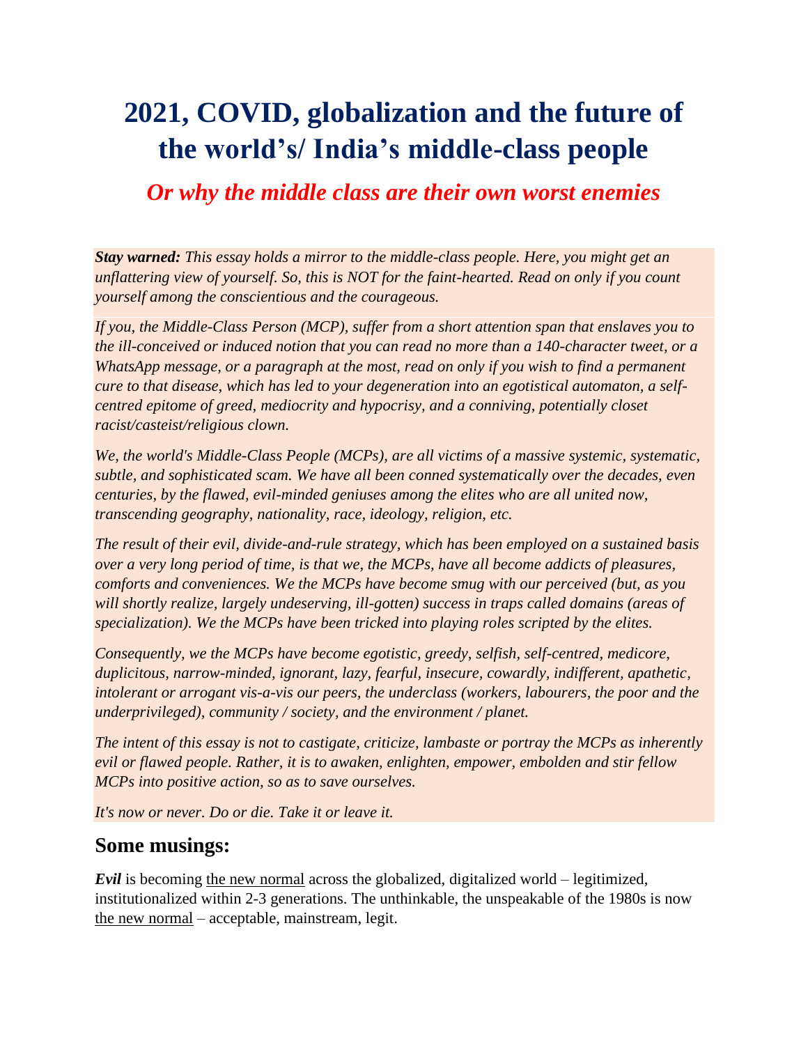# 2021, COVID, globalization and the future of the world's/ India's middle-class people

## *Or why the middle class are their own worst enemies*

***Stay warned:*** *This essay holds a mirror to the middle-class people. Here, you might get an unflattering view of yourself. So, this is NOT for the faint-hearted. Read on only if you count yourself among the conscientious and the courageous.*

*If you, the Middle-Class Person (MCP), suffer from a short attention span that enslaves you to the ill-conceived or induced notion that you can read no more than a 140-character tweet, or a WhatsApp message, or a paragraph at the most, read on only if you wish to find a permanent cure to that disease, which has led to your degeneration into an egotistical automaton, a self-centred epitome of greed, mediocrity and hypocrisy, and a conniving, potentially closet racist/casteist/religious clown.*

*We, the world's Middle-Class People (MCPs), are all victims of a massive systemic, systematic, subtle, and sophisticated scam. We have all been conned systematically over the decades, even centuries, by the flawed, evil-minded geniuses among the elites who are all united now, transcending geography, nationality, race, ideology, religion, etc.*

*The result of their evil, divide-and-rule strategy, which has been employed on a sustained basis over a very long period of time, is that we, the MCPs, have all become addicts of pleasures, comforts and conveniences. We the MCPs have become smug with our perceived (but, as you will shortly realize, largely undeserving, ill-gotten) success in traps called domains (areas of specialization). We the MCPs have been tricked into playing roles scripted by the elites.*

*Consequently, we the MCPs have become egotistic, greedy, selfish, self-centred, medicore, duplicitous, narrow-minded, ignorant, lazy, fearful, insecure, cowardly, indifferent, apathetic, intolerant or arrogant vis-a-vis our peers, the underclass (workers, labourers, the poor and the underprivileged), community / society, and the environment / planet.*

*The intent of this essay is not to castigate, criticize, lambaste or portray the MCPs as inherently evil or flawed people. Rather, it is to awaken, enlighten, empower, embolden and stir fellow MCPs into positive action, so as to save ourselves.*

*It's now or never. Do or die. Take it or leave it.*

## Some musings:

***Evil*** is becoming the new normal across the globalized, digitalized world – legitimized, institutionalized within 2-3 generations. The unthinkable, the unspeakable of the 1980s is now the new normal – acceptable, mainstream, legit.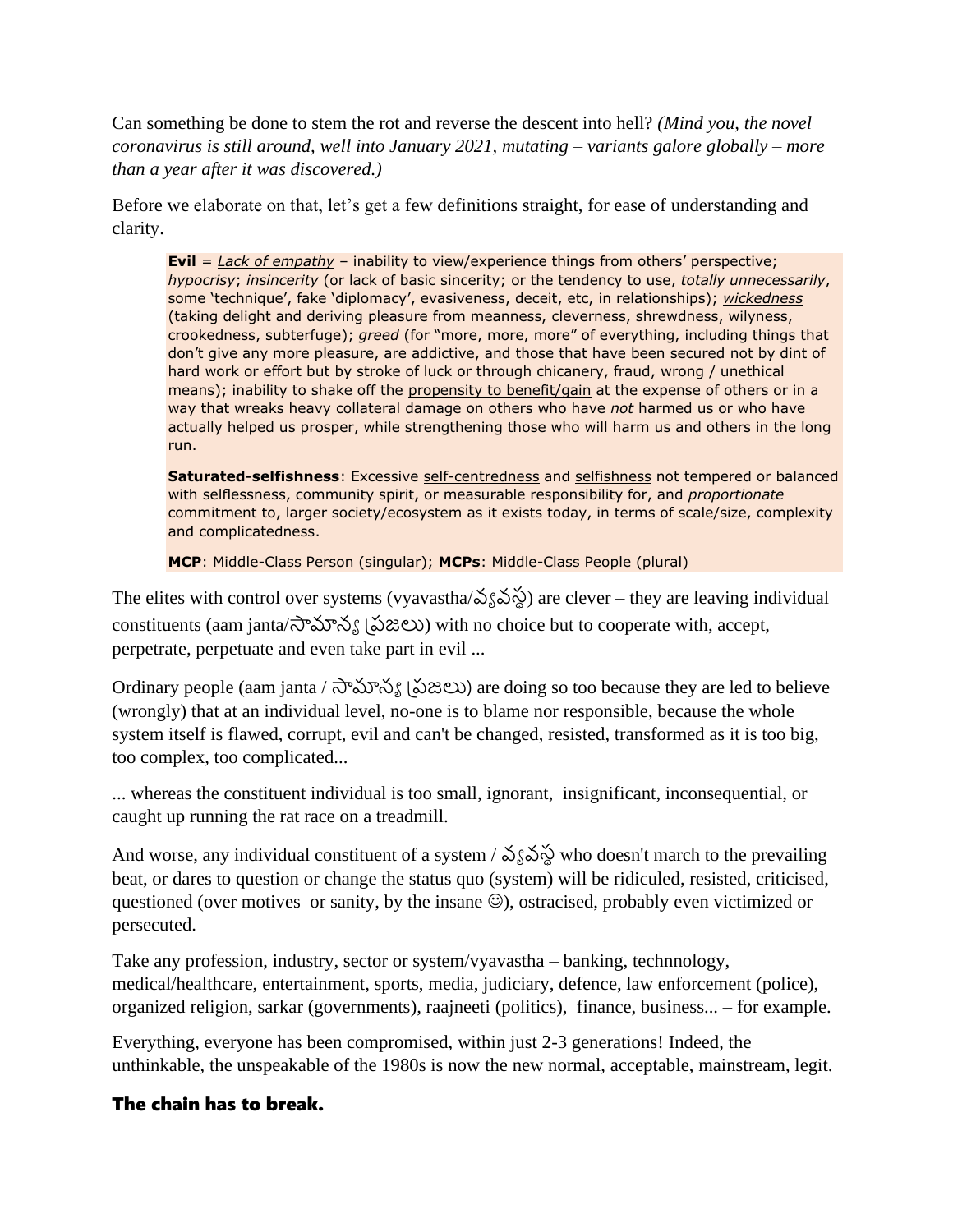Can something be done to stem the rot and reverse the descent into hell? *(Mind you, the novel coronavirus is still around, well into January 2021, mutating – variants galore globally – more than a year after it was discovered.)*

Before we elaborate on that, let's get a few definitions straight, for ease of understanding and clarity.

> **Evil** = *Lack of empathy* – inability to view/experience things from others' perspective; *hypocrisy*; *insincerity* (or lack of basic sincerity; or the tendency to use, *totally unnecessarily*, some 'technique', fake 'diplomacy', evasiveness, deceit, etc, in relationships); *wickedness* (taking delight and deriving pleasure from meanness, cleverness, shrewdness, wilyness, crookedness, subterfuge); *greed* (for "more, more, more" of everything, including things that don't give any more pleasure, are addictive, and those that have been secured not by dint of hard work or effort but by stroke of luck or through chicanery, fraud, wrong / unethical means); inability to shake off the propensity to benefit/gain at the expense of others or in a way that wreaks heavy collateral damage on others who have *not* harmed us or who have actually helped us prosper, while strengthening those who will harm us and others in the long run.
>
> **Saturated-selfishness**: Excessive self-centredness and selfishness not tempered or balanced with selflessness, community spirit, or measurable responsibility for, and *proportionate* commitment to, larger society/ecosystem as it exists today, in terms of scale/size, complexity and complicatedness.
>
> **MCP**: Middle-Class Person (singular); **MCPs**: Middle-Class People (plural)

The elites with control over systems (vyavastha/వ్యవస్థ) are clever – they are leaving individual constituents (aam janta/సామాన్య ప్రజలు) with no choice but to cooperate with, accept, perpetrate, perpetuate and even take part in evil ...

Ordinary people (aam janta / సామాన్య ప్రజలు) are doing so too because they are led to believe (wrongly) that at an individual level, no-one is to blame nor responsible, because the whole system itself is flawed, corrupt, evil and can't be changed, resisted, transformed as it is too big, too complex, too complicated...

... whereas the constituent individual is too small, ignorant, insignificant, inconsequential, or caught up running the rat race on a treadmill.

And worse, any individual constituent of a system / వ్యవస్థ who doesn't march to the prevailing beat, or dares to question or change the status quo (system) will be ridiculed, resisted, criticised, questioned (over motives or sanity, by the insane ☺), ostracised, probably even victimized or persecuted.

Take any profession, industry, sector or system/vyavastha – banking, technnology, medical/healthcare, entertainment, sports, media, judiciary, defence, law enforcement (police), organized religion, sarkar (governments), raajneeti (politics), finance, business... – for example.

Everything, everyone has been compromised, within just 2-3 generations! Indeed, the unthinkable, the unspeakable of the 1980s is now the new normal, acceptable, mainstream, legit.

### The chain has to break.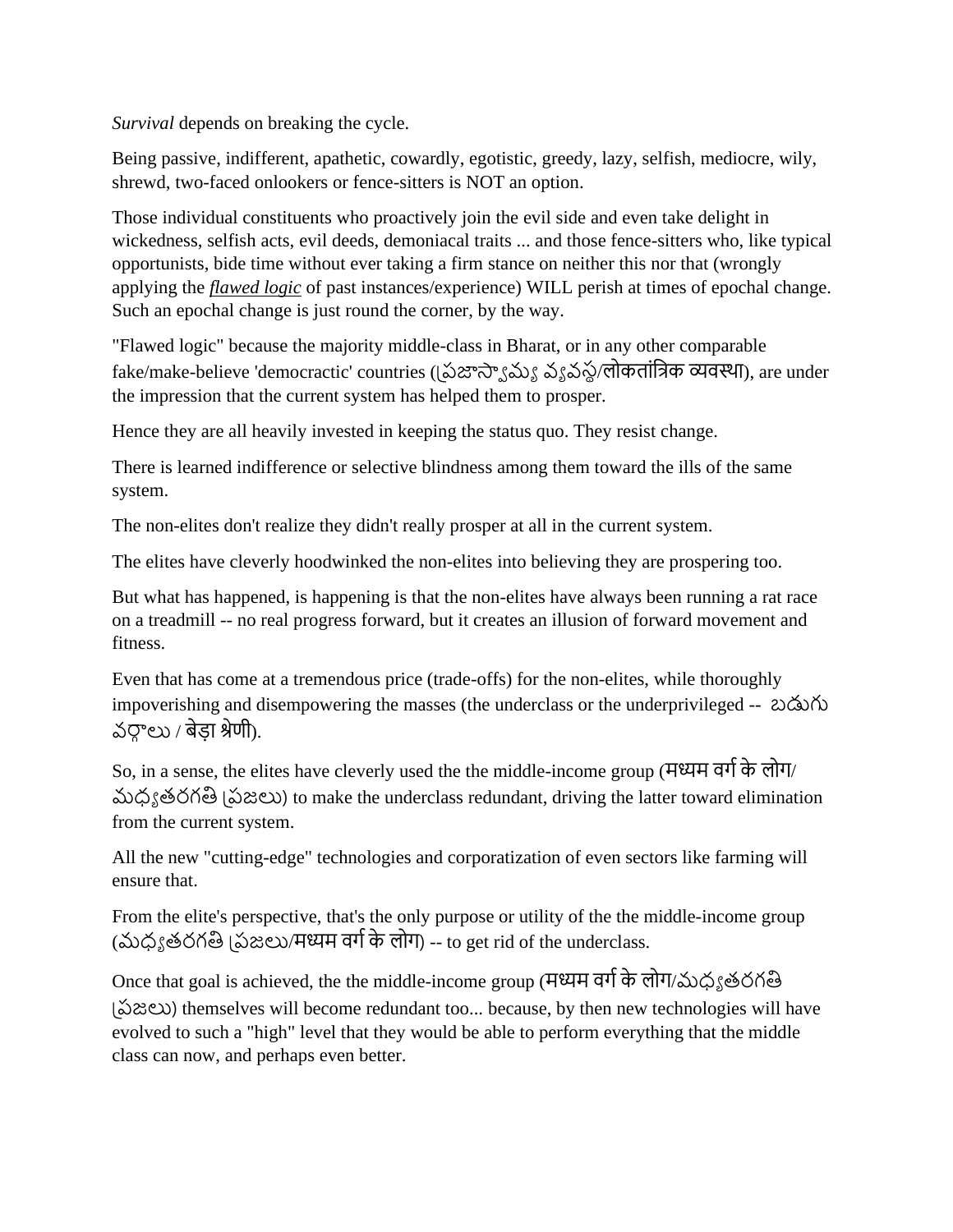*Survival* depends on breaking the cycle.

Being passive, indifferent, apathetic, cowardly, egotistic, greedy, lazy, selfish, mediocre, wily, shrewd, two-faced onlookers or fence-sitters is NOT an option.

Those individual constituents who proactively join the evil side and even take delight in wickedness, selfish acts, evil deeds, demoniacal traits ... and those fence-sitters who, like typical opportunists, bide time without ever taking a firm stance on neither this nor that (wrongly applying the *flawed logic* of past instances/experience) WILL perish at times of epochal change. Such an epochal change is just round the corner, by the way.

"Flawed logic" because the majority middle-class in Bharat, or in any other comparable fake/make-believe 'democractic' countries (ప్రజాస్వామ్య వ్యవస్థ/लोकतांत्रिक व्यवस्था), are under the impression that the current system has helped them to prosper.

Hence they are all heavily invested in keeping the status quo. They resist change.

There is learned indifference or selective blindness among them toward the ills of the same system.

The non-elites don't realize they didn't really prosper at all in the current system.

The elites have cleverly hoodwinked the non-elites into believing they are prospering too.

But what has happened, is happening is that the non-elites have always been running a rat race on a treadmill -- no real progress forward, but it creates an illusion of forward movement and fitness.

Even that has come at a tremendous price (trade-offs) for the non-elites, while thoroughly impoverishing and disempowering the masses (the underclass or the underprivileged -- బడుగు వర్గాలు / बेड़ा श्रेणी).

So, in a sense, the elites have cleverly used the the middle-income group (मध्यम वर्ग के लोग/ మధ్యతరగతి ప్రజలు) to make the underclass redundant, driving the latter toward elimination from the current system.

All the new "cutting-edge" technologies and corporatization of even sectors like farming will ensure that.

From the elite's perspective, that's the only purpose or utility of the the middle-income group (మధ్యతరగతి ప్రజలు/मध्यम वर्ग के लोग) -- to get rid of the underclass.

Once that goal is achieved, the the middle-income group (मध्यम वर्ग के लोग/మధ్యతరగతి ప్రజలు) themselves will become redundant too... because, by then new technologies will have evolved to such a "high" level that they would be able to perform everything that the middle class can now, and perhaps even better.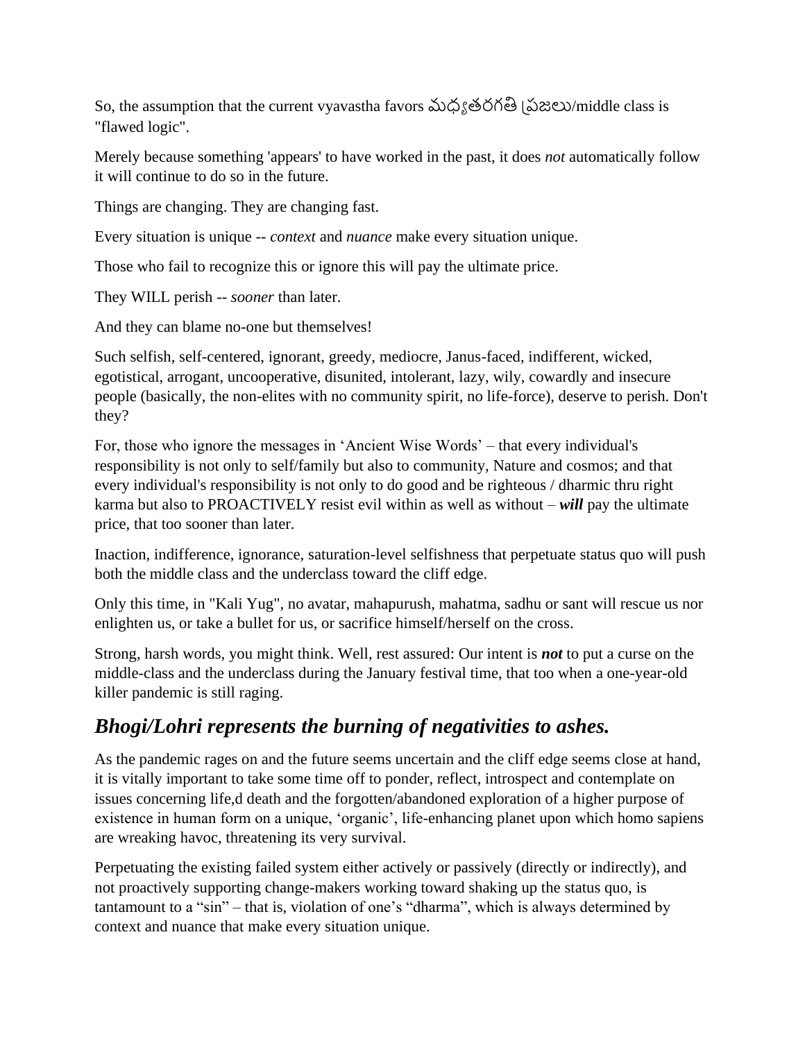So, the assumption that the current vyavastha favors మధ్యతరగతి ప్రజలు/middle class is "flawed logic".

Merely because something 'appears' to have worked in the past, it does *not* automatically follow it will continue to do so in the future.

Things are changing. They are changing fast.

Every situation is unique -- *context* and *nuance* make every situation unique.

Those who fail to recognize this or ignore this will pay the ultimate price.

They WILL perish -- *sooner* than later.

And they can blame no-one but themselves!

Such selfish, self-centered, ignorant, greedy, mediocre, Janus-faced, indifferent, wicked, egotistical, arrogant, uncooperative, disunited, intolerant, lazy, wily, cowardly and insecure people (basically, the non-elites with no community spirit, no life-force), deserve to perish. Don't they?

For, those who ignore the messages in 'Ancient Wise Words' – that every individual's responsibility is not only to self/family but also to community, Nature and cosmos; and that every individual's responsibility is not only to do good and be righteous / dharmic thru right karma but also to PROACTIVELY resist evil within as well as without – ***will*** pay the ultimate price, that too sooner than later.

Inaction, indifference, ignorance, saturation-level selfishness that perpetuate status quo will push both the middle class and the underclass toward the cliff edge.

Only this time, in "Kali Yug", no avatar, mahapurush, mahatma, sadhu or sant will rescue us nor enlighten us, or take a bullet for us, or sacrifice himself/herself on the cross.

Strong, harsh words, you might think. Well, rest assured: Our intent is ***not*** to put a curse on the middle-class and the underclass during the January festival time, that too when a one-year-old killer pandemic is still raging.

## *Bhogi/Lohri represents the burning of negativities to ashes.*

As the pandemic rages on and the future seems uncertain and the cliff edge seems close at hand, it is vitally important to take some time off to ponder, reflect, introspect and contemplate on issues concerning life,d death and the forgotten/abandoned exploration of a higher purpose of existence in human form on a unique, 'organic', life-enhancing planet upon which homo sapiens are wreaking havoc, threatening its very survival.

Perpetuating the existing failed system either actively or passively (directly or indirectly), and not proactively supporting change-makers working toward shaking up the status quo, is tantamount to a "sin" – that is, violation of one's "dharma", which is always determined by context and nuance that make every situation unique.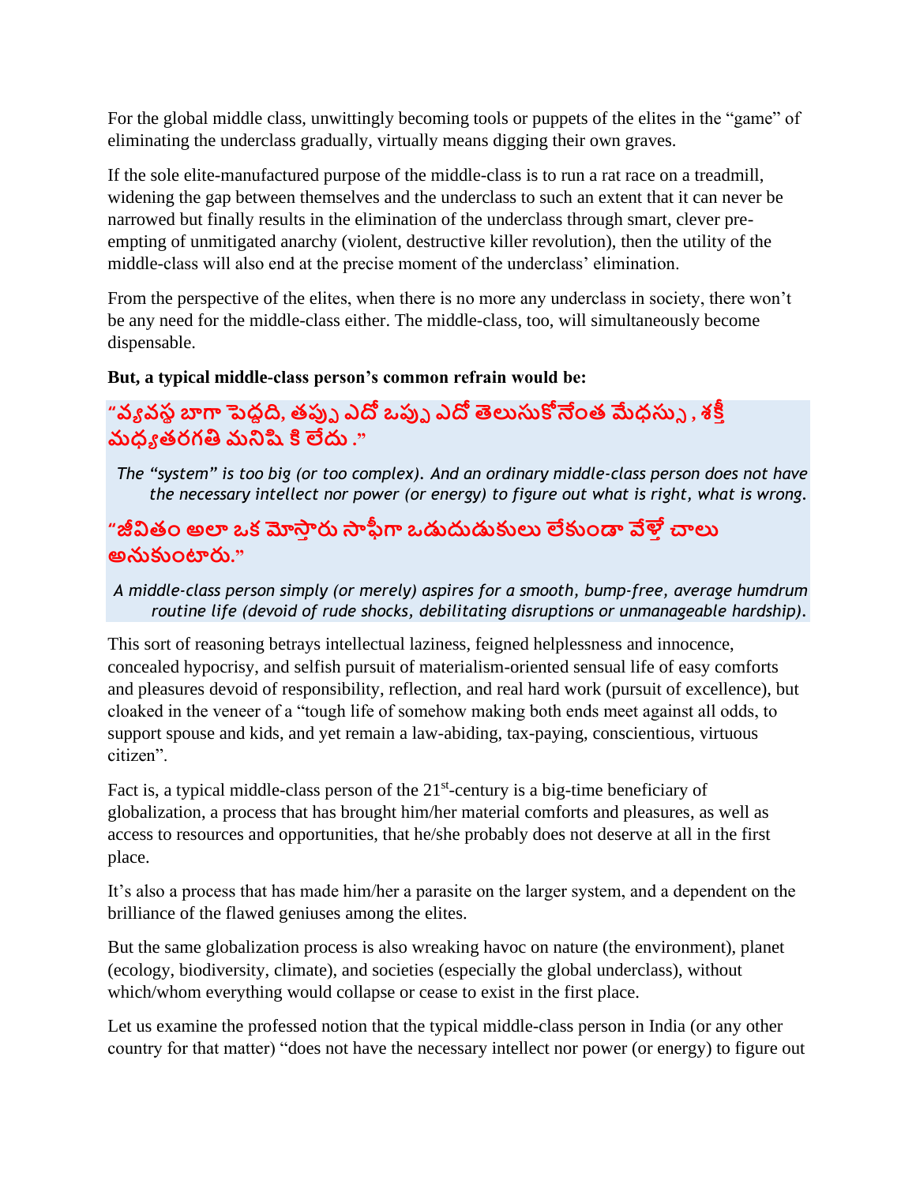For the global middle class, unwittingly becoming tools or puppets of the elites in the "game" of eliminating the underclass gradually, virtually means digging their own graves.

If the sole elite-manufactured purpose of the middle-class is to run a rat race on a treadmill, widening the gap between themselves and the underclass to such an extent that it can never be narrowed but finally results in the elimination of the underclass through smart, clever pre-empting of unmitigated anarchy (violent, destructive killer revolution), then the utility of the middle-class will also end at the precise moment of the underclass' elimination.

From the perspective of the elites, when there is no more any underclass in society, there won't be any need for the middle-class either. The middle-class, too, will simultaneously become dispensable.

**But, a typical middle-class person's common refrain would be:**

> **"వ్యవస్థ బాగా పెద్దది, తప్పు ఎదో ఒప్పు ఎదో తెలుసుకోనేంత మేధస్సు, శక్తీ మధ్యతరగతి మనిషి కి లేదు ."**
>
> *The "system" is too big (or too complex). And an ordinary middle-class person does not have the necessary intellect nor power (or energy) to figure out what is right, what is wrong.*
>
> **"జీవితం అలా ఒక మోస్తారు సాఫీగా ఒడుదుడుకులు లేకుండా వేళ్తే చాలు అనుకుంటారు."**
>
> *A middle-class person simply (or merely) aspires for a smooth, bump-free, average humdrum routine life (devoid of rude shocks, debilitating disruptions or unmanageable hardship).*

This sort of reasoning betrays intellectual laziness, feigned helplessness and innocence, concealed hypocrisy, and selfish pursuit of materialism-oriented sensual life of easy comforts and pleasures devoid of responsibility, reflection, and real hard work (pursuit of excellence), but cloaked in the veneer of a "tough life of somehow making both ends meet against all odds, to support spouse and kids, and yet remain a law-abiding, tax-paying, conscientious, virtuous citizen".

Fact is, a typical middle-class person of the 21st-century is a big-time beneficiary of globalization, a process that has brought him/her material comforts and pleasures, as well as access to resources and opportunities, that he/she probably does not deserve at all in the first place.

It's also a process that has made him/her a parasite on the larger system, and a dependent on the brilliance of the flawed geniuses among the elites.

But the same globalization process is also wreaking havoc on nature (the environment), planet (ecology, biodiversity, climate), and societies (especially the global underclass), without which/whom everything would collapse or cease to exist in the first place.

Let us examine the professed notion that the typical middle-class person in India (or any other country for that matter) "does not have the necessary intellect nor power (or energy) to figure out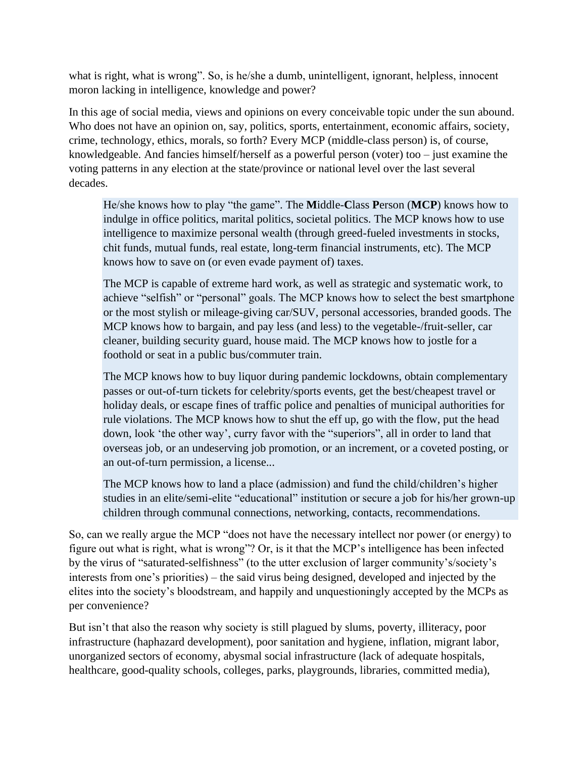what is right, what is wrong". So, is he/she a dumb, unintelligent, ignorant, helpless, innocent moron lacking in intelligence, knowledge and power?

In this age of social media, views and opinions on every conceivable topic under the sun abound. Who does not have an opinion on, say, politics, sports, entertainment, economic affairs, society, crime, technology, ethics, morals, so forth? Every MCP (middle-class person) is, of course, knowledgeable. And fancies himself/herself as a powerful person (voter) too – just examine the voting patterns in any election at the state/province or national level over the last several decades.

> He/she knows how to play "the game". The **M**iddle-**C**lass **P**erson (**MCP**) knows how to indulge in office politics, marital politics, societal politics. The MCP knows how to use intelligence to maximize personal wealth (through greed-fueled investments in stocks, chit funds, mutual funds, real estate, long-term financial instruments, etc). The MCP knows how to save on (or even evade payment of) taxes.
>
> The MCP is capable of extreme hard work, as well as strategic and systematic work, to achieve "selfish" or "personal" goals. The MCP knows how to select the best smartphone or the most stylish or mileage-giving car/SUV, personal accessories, branded goods. The MCP knows how to bargain, and pay less (and less) to the vegetable-/fruit-seller, car cleaner, building security guard, house maid. The MCP knows how to jostle for a foothold or seat in a public bus/commuter train.
>
> The MCP knows how to buy liquor during pandemic lockdowns, obtain complementary passes or out-of-turn tickets for celebrity/sports events, get the best/cheapest travel or holiday deals, or escape fines of traffic police and penalties of municipal authorities for rule violations. The MCP knows how to shut the eff up, go with the flow, put the head down, look 'the other way', curry favor with the "superiors", all in order to land that overseas job, or an undeserving job promotion, or an increment, or a coveted posting, or an out-of-turn permission, a license...
>
> The MCP knows how to land a place (admission) and fund the child/children's higher studies in an elite/semi-elite "educational" institution or secure a job for his/her grown-up children through communal connections, networking, contacts, recommendations.

So, can we really argue the MCP "does not have the necessary intellect nor power (or energy) to figure out what is right, what is wrong"? Or, is it that the MCP's intelligence has been infected by the virus of "saturated-selfishness" (to the utter exclusion of larger community's/society's interests from one's priorities) – the said virus being designed, developed and injected by the elites into the society's bloodstream, and happily and unquestioningly accepted by the MCPs as per convenience?

But isn't that also the reason why society is still plagued by slums, poverty, illiteracy, poor infrastructure (haphazard development), poor sanitation and hygiene, inflation, migrant labor, unorganized sectors of economy, abysmal social infrastructure (lack of adequate hospitals, healthcare, good-quality schools, colleges, parks, playgrounds, libraries, committed media),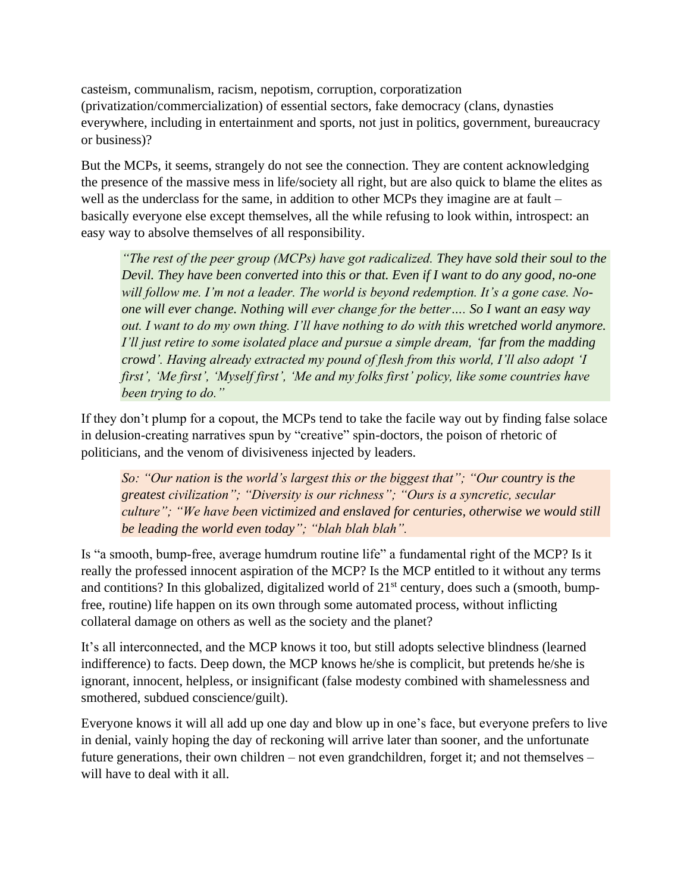casteism, communalism, racism, nepotism, corruption, corporatization (privatization/commercialization) of essential sectors, fake democracy (clans, dynasties everywhere, including in entertainment and sports, not just in politics, government, bureaucracy or business)?

But the MCPs, it seems, strangely do not see the connection. They are content acknowledging the presence of the massive mess in life/society all right, but are also quick to blame the elites as well as the underclass for the same, in addition to other MCPs they imagine are at fault – basically everyone else except themselves, all the while refusing to look within, introspect: an easy way to absolve themselves of all responsibility.

> *"The rest of the peer group (MCPs) have got radicalized. They have sold their soul to the Devil. They have been converted into this or that. Even if I want to do any good, no-one will follow me. I'm not a leader. The world is beyond redemption. It's a gone case. No-one will ever change. Nothing will ever change for the better…. So I want an easy way out. I want to do my own thing. I'll have nothing to do with this wretched world anymore. I'll just retire to some isolated place and pursue a simple dream, 'far from the madding crowd'. Having already extracted my pound of flesh from this world, I'll also adopt 'I first', 'Me first', 'Myself first', 'Me and my folks first' policy, like some countries have been trying to do."*

If they don't plump for a copout, the MCPs tend to take the facile way out by finding false solace in delusion-creating narratives spun by "creative" spin-doctors, the poison of rhetoric of politicians, and the venom of divisiveness injected by leaders.

> *So: "Our nation is the world's largest this or the biggest that"; "Our country is the greatest civilization"; "Diversity is our richness"; "Ours is a syncretic, secular culture"; "We have been victimized and enslaved for centuries, otherwise we would still be leading the world even today"; "blah blah blah".*

Is "a smooth, bump-free, average humdrum routine life" a fundamental right of the MCP? Is it really the professed innocent aspiration of the MCP? Is the MCP entitled to it without any terms and contitions? In this globalized, digitalized world of 21st century, does such a (smooth, bump-free, routine) life happen on its own through some automated process, without inflicting collateral damage on others as well as the society and the planet?

It's all interconnected, and the MCP knows it too, but still adopts selective blindness (learned indifference) to facts. Deep down, the MCP knows he/she is complicit, but pretends he/she is ignorant, innocent, helpless, or insignificant (false modesty combined with shamelessness and smothered, subdued conscience/guilt).

Everyone knows it will all add up one day and blow up in one's face, but everyone prefers to live in denial, vainly hoping the day of reckoning will arrive later than sooner, and the unfortunate future generations, their own children – not even grandchildren, forget it; and not themselves – will have to deal with it all.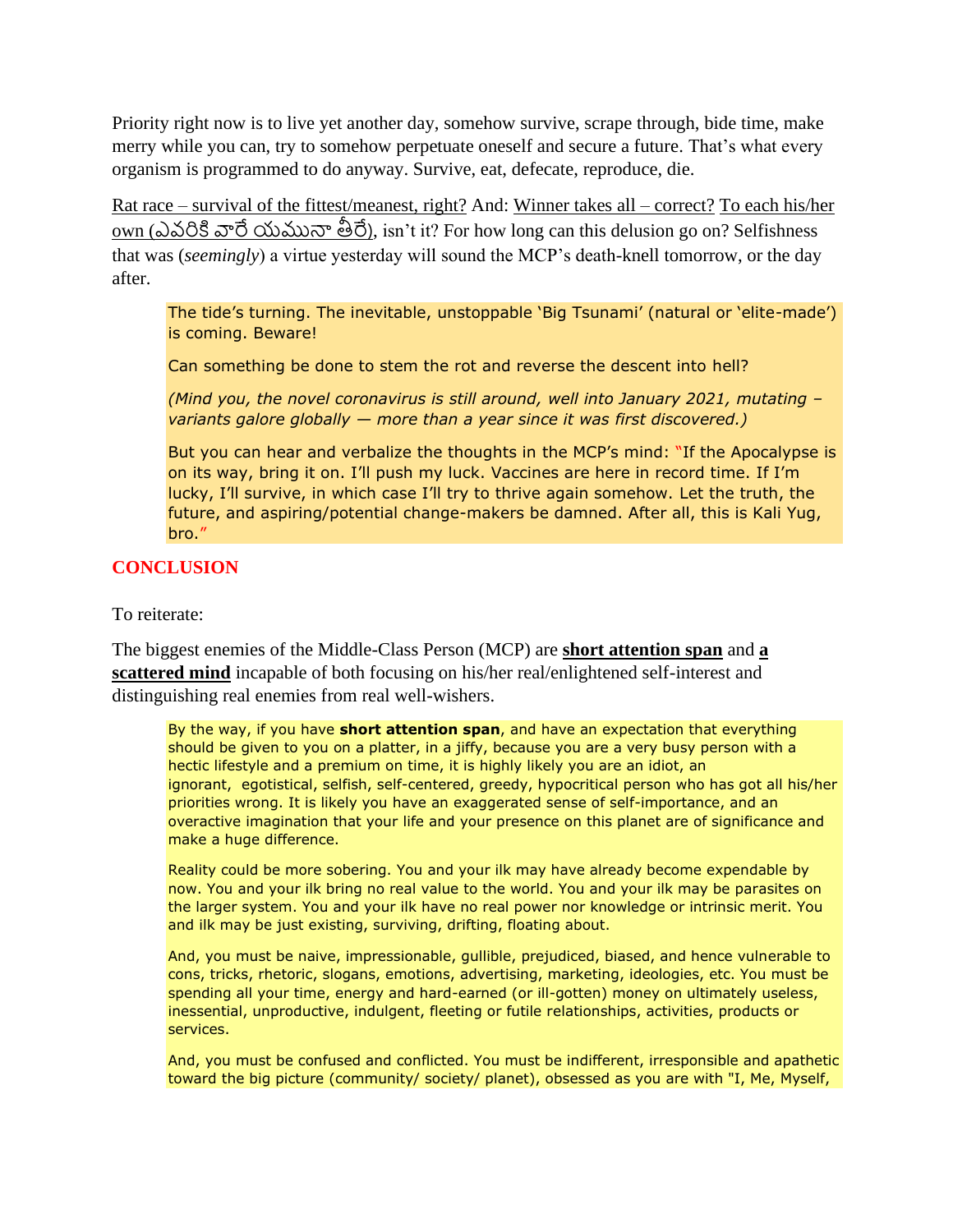Priority right now is to live yet another day, somehow survive, scrape through, bide time, make merry while you can, try to somehow perpetuate oneself and secure a future. That's what every organism is programmed to do anyway. Survive, eat, defecate, reproduce, die.

Rat race – survival of the fittest/meanest, right? And: Winner takes all – correct? To each his/her own (ఎవరికి వారే యమునా తీరే), isn't it? For how long can this delusion go on? Selfishness that was (*seemingly*) a virtue yesterday will sound the MCP's death-knell tomorrow, or the day after.

> The tide's turning. The inevitable, unstoppable 'Big Tsunami' (natural or 'elite-made') is coming. Beware!
>
> Can something be done to stem the rot and reverse the descent into hell?
>
> *(Mind you, the novel coronavirus is still around, well into January 2021, mutating – variants galore globally — more than a year since it was first discovered.)*
>
> But you can hear and verbalize the thoughts in the MCP's mind: "If the Apocalypse is on its way, bring it on. I'll push my luck. Vaccines are here in record time. If I'm lucky, I'll survive, in which case I'll try to thrive again somehow. Let the truth, the future, and aspiring/potential change-makers be damned. After all, this is Kali Yug, bro."

## CONCLUSION

To reiterate:

The biggest enemies of the Middle-Class Person (MCP) are **short attention span** and **a scattered mind** incapable of both focusing on his/her real/enlightened self-interest and distinguishing real enemies from real well-wishers.

> By the way, if you have **short attention span**, and have an expectation that everything should be given to you on a platter, in a jiffy, because you are a very busy person with a hectic lifestyle and a premium on time, it is highly likely you are an idiot, an ignorant, egotistical, selfish, self-centered, greedy, hypocritical person who has got all his/her priorities wrong. It is likely you have an exaggerated sense of self-importance, and an overactive imagination that your life and your presence on this planet are of significance and make a huge difference.
>
> Reality could be more sobering. You and your ilk may have already become expendable by now. You and your ilk bring no real value to the world. You and your ilk may be parasites on the larger system. You and your ilk have no real power nor knowledge or intrinsic merit. You and ilk may be just existing, surviving, drifting, floating about.
>
> And, you must be naive, impressionable, gullible, prejudiced, biased, and hence vulnerable to cons, tricks, rhetoric, slogans, emotions, advertising, marketing, ideologies, etc. You must be spending all your time, energy and hard-earned (or ill-gotten) money on ultimately useless, inessential, unproductive, indulgent, fleeting or futile relationships, activities, products or services.
>
> And, you must be confused and conflicted. You must be indifferent, irresponsible and apathetic toward the big picture (community/ society/ planet), obsessed as you are with "I, Me, Myself,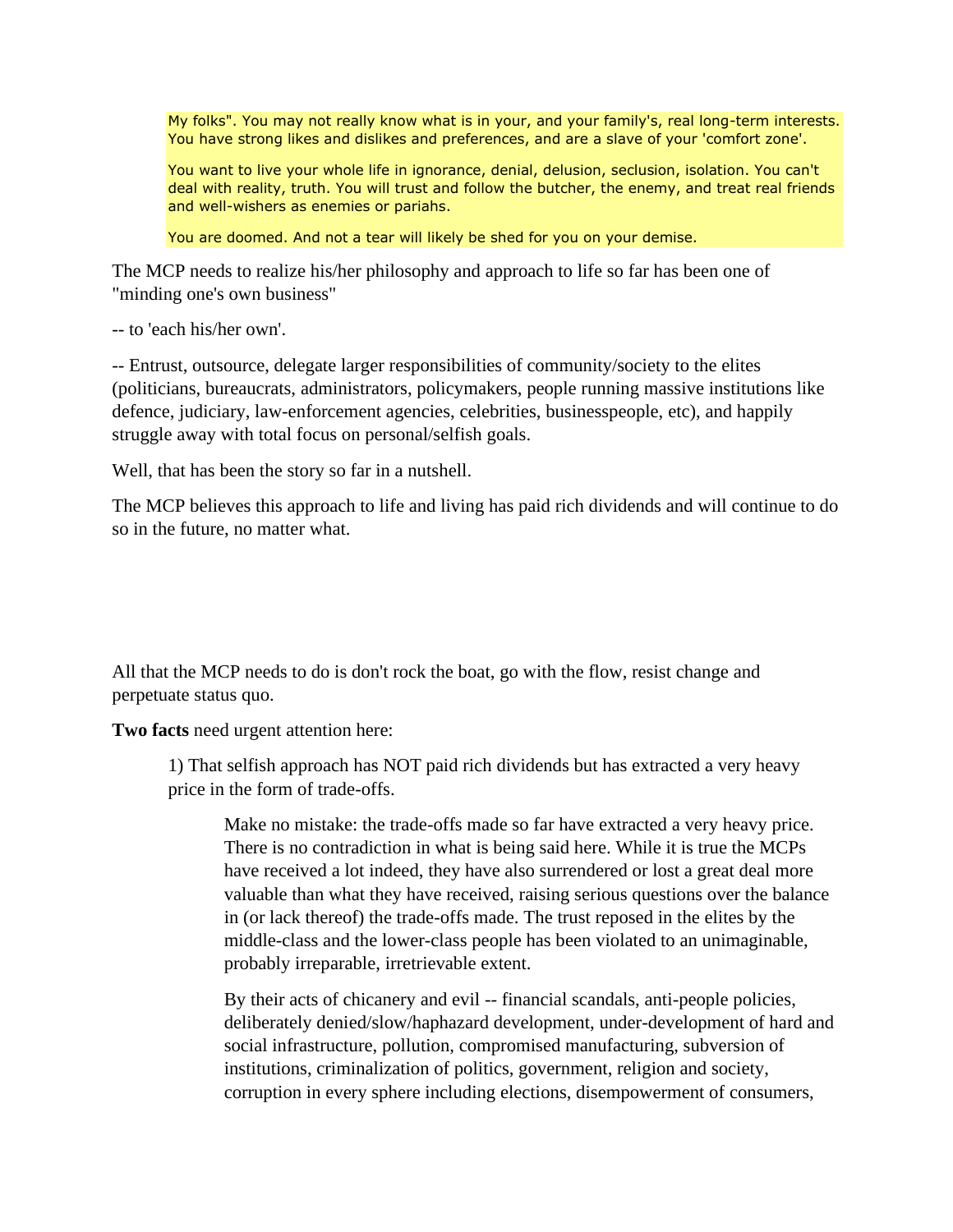> My folks". You may not really know what is in your, and your family's, real long-term interests. You have strong likes and dislikes and preferences, and are a slave of your 'comfort zone'.
>
> You want to live your whole life in ignorance, denial, delusion, seclusion, isolation. You can't deal with reality, truth. You will trust and follow the butcher, the enemy, and treat real friends and well-wishers as enemies or pariahs.
>
> You are doomed. And not a tear will likely be shed for you on your demise.

The MCP needs to realize his/her philosophy and approach to life so far has been one of "minding one's own business"

-- to 'each his/her own'.

-- Entrust, outsource, delegate larger responsibilities of community/society to the elites (politicians, bureaucrats, administrators, policymakers, people running massive institutions like defence, judiciary, law-enforcement agencies, celebrities, businesspeople, etc), and happily struggle away with total focus on personal/selfish goals.

Well, that has been the story so far in a nutshell.

The MCP believes this approach to life and living has paid rich dividends and will continue to do so in the future, no matter what.

All that the MCP needs to do is don't rock the boat, go with the flow, resist change and perpetuate status quo.

**Two facts** need urgent attention here:

> 1) That selfish approach has NOT paid rich dividends but has extracted a very heavy price in the form of trade-offs.
>
> > Make no mistake: the trade-offs made so far have extracted a very heavy price. There is no contradiction in what is being said here. While it is true the MCPs have received a lot indeed, they have also surrendered or lost a great deal more valuable than what they have received, raising serious questions over the balance in (or lack thereof) the trade-offs made. The trust reposed in the elites by the middle-class and the lower-class people has been violated to an unimaginable, probably irreparable, irretrievable extent.
> >
> > By their acts of chicanery and evil -- financial scandals, anti-people policies, deliberately denied/slow/haphazard development, under-development of hard and social infrastructure, pollution, compromised manufacturing, subversion of institutions, criminalization of politics, government, religion and society, corruption in every sphere including elections, disempowerment of consumers,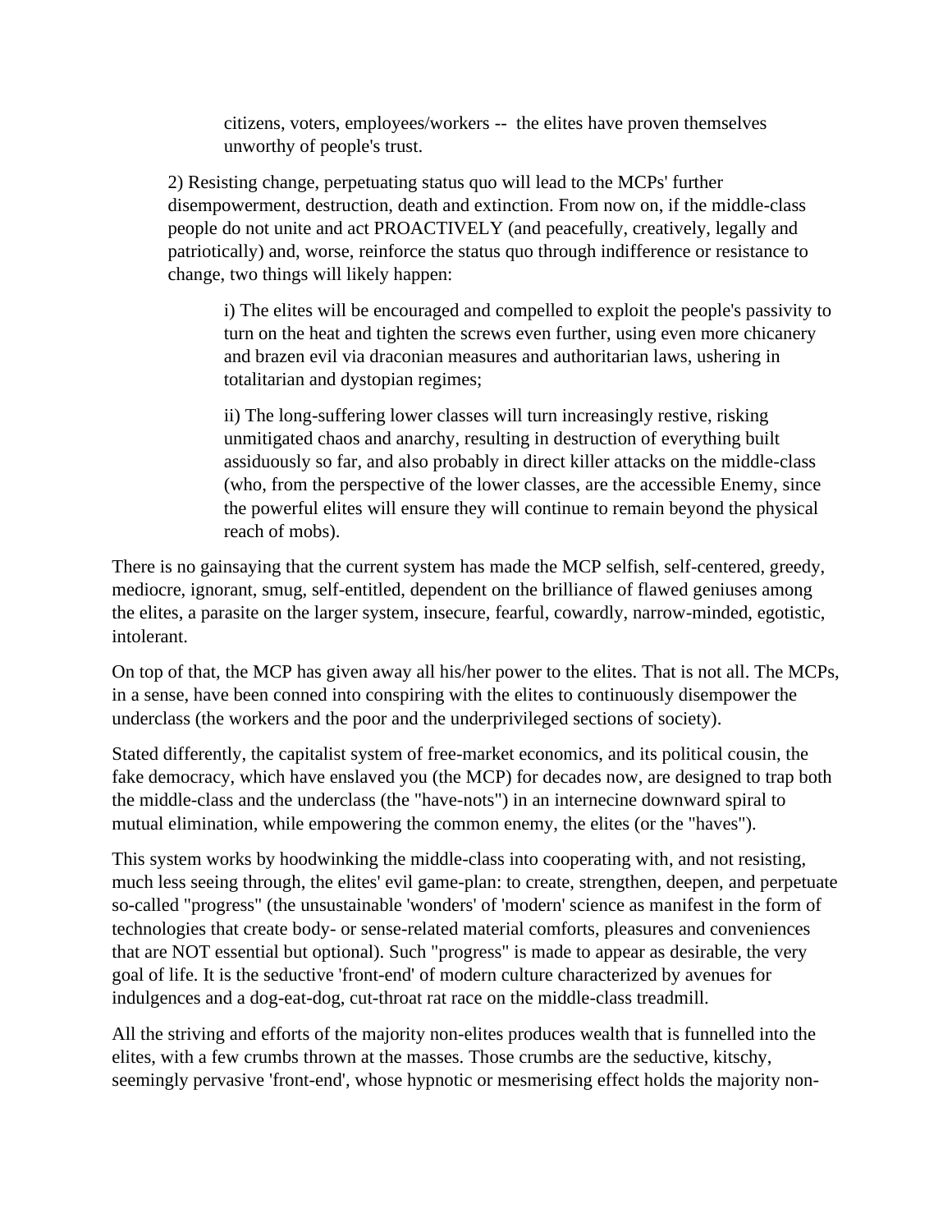citizens, voters, employees/workers -- the elites have proven themselves unworthy of people's trust.

2) Resisting change, perpetuating status quo will lead to the MCPs' further disempowerment, destruction, death and extinction. From now on, if the middle-class people do not unite and act PROACTIVELY (and peacefully, creatively, legally and patriotically) and, worse, reinforce the status quo through indifference or resistance to change, two things will likely happen:

i) The elites will be encouraged and compelled to exploit the people's passivity to turn on the heat and tighten the screws even further, using even more chicanery and brazen evil via draconian measures and authoritarian laws, ushering in totalitarian and dystopian regimes;

ii) The long-suffering lower classes will turn increasingly restive, risking unmitigated chaos and anarchy, resulting in destruction of everything built assiduously so far, and also probably in direct killer attacks on the middle-class (who, from the perspective of the lower classes, are the accessible Enemy, since the powerful elites will ensure they will continue to remain beyond the physical reach of mobs).

There is no gainsaying that the current system has made the MCP selfish, self-centered, greedy, mediocre, ignorant, smug, self-entitled, dependent on the brilliance of flawed geniuses among the elites, a parasite on the larger system, insecure, fearful, cowardly, narrow-minded, egotistic, intolerant.

On top of that, the MCP has given away all his/her power to the elites. That is not all. The MCPs, in a sense, have been conned into conspiring with the elites to continuously disempower the underclass (the workers and the poor and the underprivileged sections of society).

Stated differently, the capitalist system of free-market economics, and its political cousin, the fake democracy, which have enslaved you (the MCP) for decades now, are designed to trap both the middle-class and the underclass (the "have-nots") in an internecine downward spiral to mutual elimination, while empowering the common enemy, the elites (or the "haves").

This system works by hoodwinking the middle-class into cooperating with, and not resisting, much less seeing through, the elites' evil game-plan: to create, strengthen, deepen, and perpetuate so-called "progress" (the unsustainable 'wonders' of 'modern' science as manifest in the form of technologies that create body- or sense-related material comforts, pleasures and conveniences that are NOT essential but optional). Such "progress" is made to appear as desirable, the very goal of life. It is the seductive 'front-end' of modern culture characterized by avenues for indulgences and a dog-eat-dog, cut-throat rat race on the middle-class treadmill.

All the striving and efforts of the majority non-elites produces wealth that is funnelled into the elites, with a few crumbs thrown at the masses. Those crumbs are the seductive, kitschy, seemingly pervasive 'front-end', whose hypnotic or mesmerising effect holds the majority non-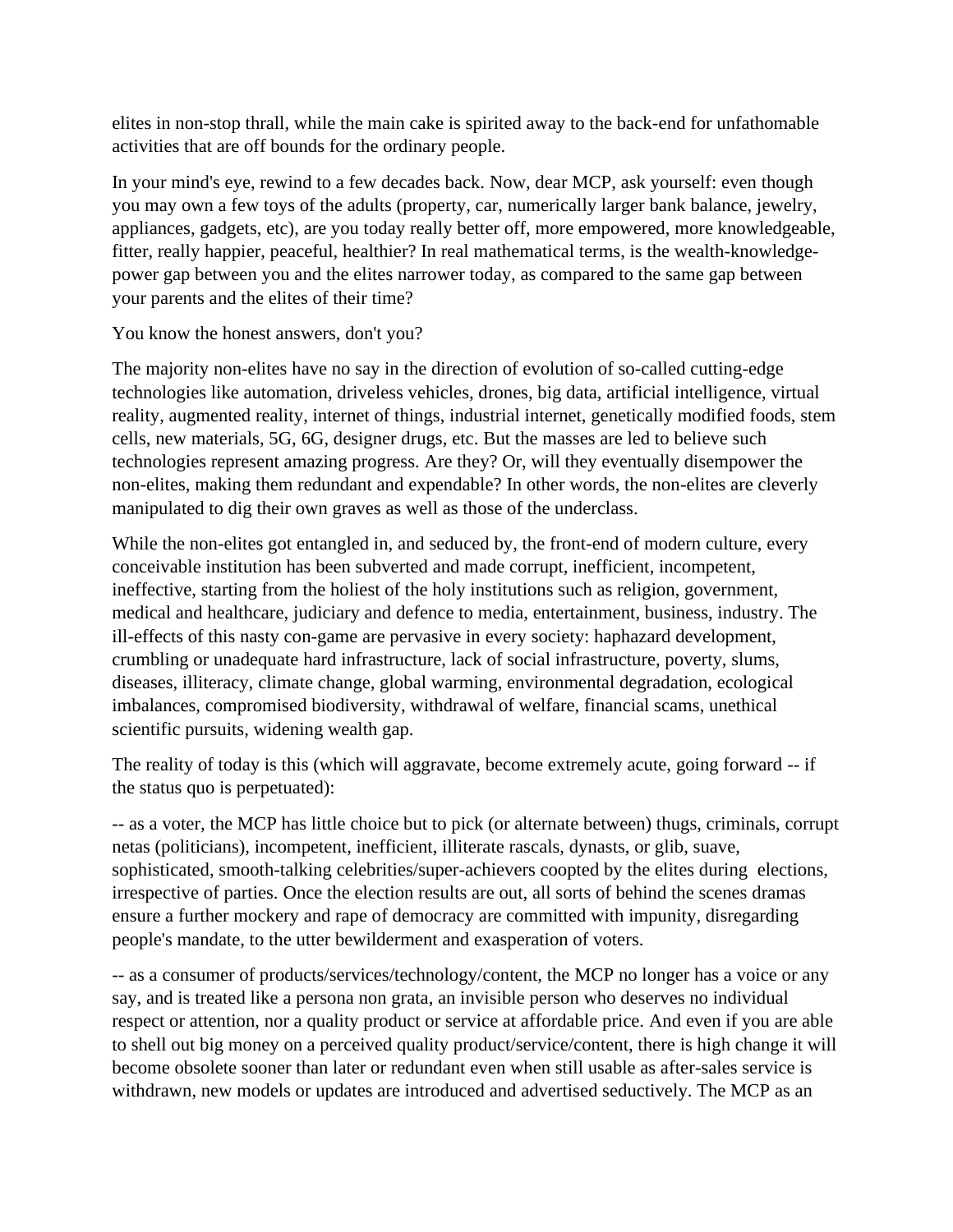elites in non-stop thrall, while the main cake is spirited away to the back-end for unfathomable activities that are off bounds for the ordinary people.

In your mind's eye, rewind to a few decades back. Now, dear MCP, ask yourself: even though you may own a few toys of the adults (property, car, numerically larger bank balance, jewelry, appliances, gadgets, etc), are you today really better off, more empowered, more knowledgeable, fitter, really happier, peaceful, healthier? In real mathematical terms, is the wealth-knowledge-power gap between you and the elites narrower today, as compared to the same gap between your parents and the elites of their time?

You know the honest answers, don't you?

The majority non-elites have no say in the direction of evolution of so-called cutting-edge technologies like automation, driveless vehicles, drones, big data, artificial intelligence, virtual reality, augmented reality, internet of things, industrial internet, genetically modified foods, stem cells, new materials, 5G, 6G, designer drugs, etc. But the masses are led to believe such technologies represent amazing progress. Are they? Or, will they eventually disempower the non-elites, making them redundant and expendable? In other words, the non-elites are cleverly manipulated to dig their own graves as well as those of the underclass.

While the non-elites got entangled in, and seduced by, the front-end of modern culture, every conceivable institution has been subverted and made corrupt, inefficient, incompetent, ineffective, starting from the holiest of the holy institutions such as religion, government, medical and healthcare, judiciary and defence to media, entertainment, business, industry. The ill-effects of this nasty con-game are pervasive in every society: haphazard development, crumbling or unadequate hard infrastructure, lack of social infrastructure, poverty, slums, diseases, illiteracy, climate change, global warming, environmental degradation, ecological imbalances, compromised biodiversity, withdrawal of welfare, financial scams, unethical scientific pursuits, widening wealth gap.

The reality of today is this (which will aggravate, become extremely acute, going forward -- if the status quo is perpetuated):

-- as a voter, the MCP has little choice but to pick (or alternate between) thugs, criminals, corrupt netas (politicians), incompetent, inefficient, illiterate rascals, dynasts, or glib, suave, sophisticated, smooth-talking celebrities/super-achievers coopted by the elites during elections, irrespective of parties. Once the election results are out, all sorts of behind the scenes dramas ensure a further mockery and rape of democracy are committed with impunity, disregarding people's mandate, to the utter bewilderment and exasperation of voters.

-- as a consumer of products/services/technology/content, the MCP no longer has a voice or any say, and is treated like a persona non grata, an invisible person who deserves no individual respect or attention, nor a quality product or service at affordable price. And even if you are able to shell out big money on a perceived quality product/service/content, there is high change it will become obsolete sooner than later or redundant even when still usable as after-sales service is withdrawn, new models or updates are introduced and advertised seductively. The MCP as an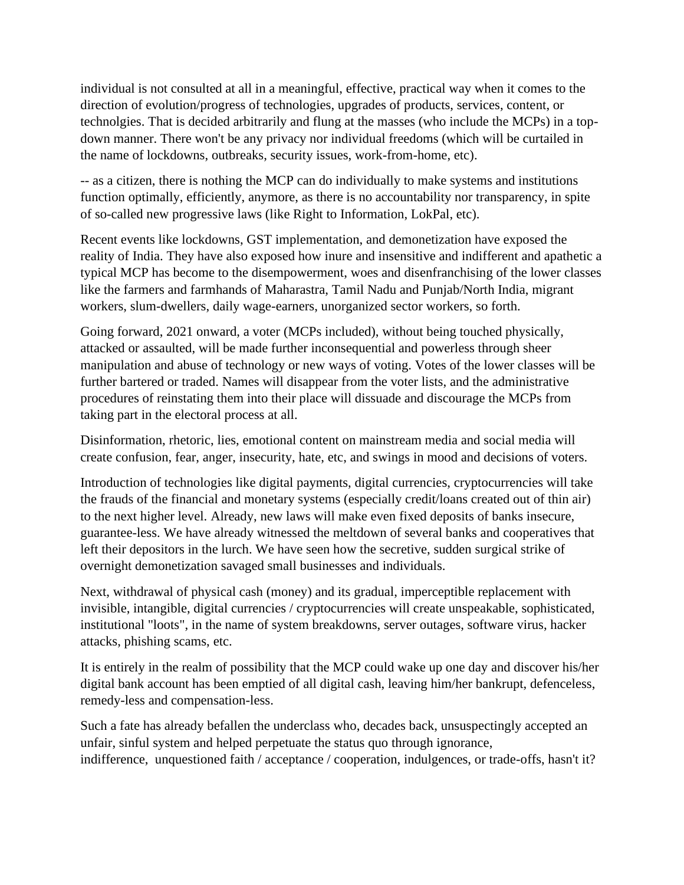individual is not consulted at all in a meaningful, effective, practical way when it comes to the direction of evolution/progress of technologies, upgrades of products, services, content, or technolgies. That is decided arbitrarily and flung at the masses (who include the MCPs) in a top-down manner. There won't be any privacy nor individual freedoms (which will be curtailed in the name of lockdowns, outbreaks, security issues, work-from-home, etc).

-- as a citizen, there is nothing the MCP can do individually to make systems and institutions function optimally, efficiently, anymore, as there is no accountability nor transparency, in spite of so-called new progressive laws (like Right to Information, LokPal, etc).

Recent events like lockdowns, GST implementation, and demonetization have exposed the reality of India. They have also exposed how inure and insensitive and indifferent and apathetic a typical MCP has become to the disempowerment, woes and disenfranchising of the lower classes like the farmers and farmhands of Maharastra, Tamil Nadu and Punjab/North India, migrant workers, slum-dwellers, daily wage-earners, unorganized sector workers, so forth.

Going forward, 2021 onward, a voter (MCPs included), without being touched physically, attacked or assaulted, will be made further inconsequential and powerless through sheer manipulation and abuse of technology or new ways of voting. Votes of the lower classes will be further bartered or traded. Names will disappear from the voter lists, and the administrative procedures of reinstating them into their place will dissuade and discourage the MCPs from taking part in the electoral process at all.

Disinformation, rhetoric, lies, emotional content on mainstream media and social media will create confusion, fear, anger, insecurity, hate, etc, and swings in mood and decisions of voters.

Introduction of technologies like digital payments, digital currencies, cryptocurrencies will take the frauds of the financial and monetary systems (especially credit/loans created out of thin air) to the next higher level. Already, new laws will make even fixed deposits of banks insecure, guarantee-less. We have already witnessed the meltdown of several banks and cooperatives that left their depositors in the lurch. We have seen how the secretive, sudden surgical strike of overnight demonetization savaged small businesses and individuals.

Next, withdrawal of physical cash (money) and its gradual, imperceptible replacement with invisible, intangible, digital currencies / cryptocurrencies will create unspeakable, sophisticated, institutional "loots", in the name of system breakdowns, server outages, software virus, hacker attacks, phishing scams, etc.

It is entirely in the realm of possibility that the MCP could wake up one day and discover his/her digital bank account has been emptied of all digital cash, leaving him/her bankrupt, defenceless, remedy-less and compensation-less.

Such a fate has already befallen the underclass who, decades back, unsuspectingly accepted an unfair, sinful system and helped perpetuate the status quo through ignorance, indifference, unquestioned faith / acceptance / cooperation, indulgences, or trade-offs, hasn't it?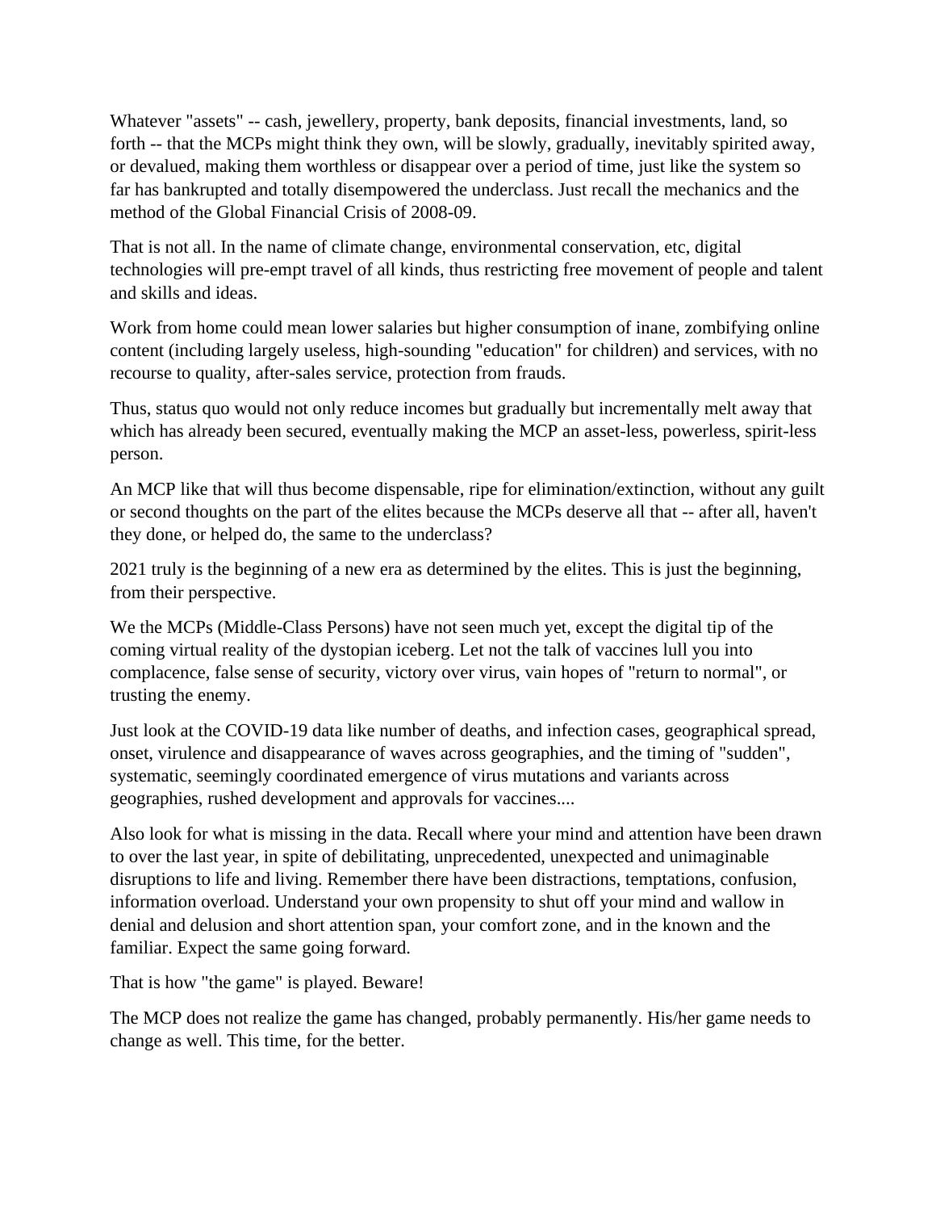Whatever "assets" -- cash, jewellery, property, bank deposits, financial investments, land, so forth -- that the MCPs might think they own, will be slowly, gradually, inevitably spirited away, or devalued, making them worthless or disappear over a period of time, just like the system so far has bankrupted and totally disempowered the underclass. Just recall the mechanics and the method of the Global Financial Crisis of 2008-09.

That is not all. In the name of climate change, environmental conservation, etc, digital technologies will pre-empt travel of all kinds, thus restricting free movement of people and talent and skills and ideas.

Work from home could mean lower salaries but higher consumption of inane, zombifying online content (including largely useless, high-sounding "education" for children) and services, with no recourse to quality, after-sales service, protection from frauds.

Thus, status quo would not only reduce incomes but gradually but incrementally melt away that which has already been secured, eventually making the MCP an asset-less, powerless, spirit-less person.

An MCP like that will thus become dispensable, ripe for elimination/extinction, without any guilt or second thoughts on the part of the elites because the MCPs deserve all that -- after all, haven't they done, or helped do, the same to the underclass?

2021 truly is the beginning of a new era as determined by the elites. This is just the beginning, from their perspective.

We the MCPs (Middle-Class Persons) have not seen much yet, except the digital tip of the coming virtual reality of the dystopian iceberg. Let not the talk of vaccines lull you into complacence, false sense of security, victory over virus, vain hopes of "return to normal", or trusting the enemy.

Just look at the COVID-19 data like number of deaths, and infection cases, geographical spread, onset, virulence and disappearance of waves across geographies, and the timing of "sudden", systematic, seemingly coordinated emergence of virus mutations and variants across geographies, rushed development and approvals for vaccines....

Also look for what is missing in the data. Recall where your mind and attention have been drawn to over the last year, in spite of debilitating, unprecedented, unexpected and unimaginable disruptions to life and living. Remember there have been distractions, temptations, confusion, information overload. Understand your own propensity to shut off your mind and wallow in denial and delusion and short attention span, your comfort zone, and in the known and the familiar. Expect the same going forward.

That is how "the game" is played. Beware!

The MCP does not realize the game has changed, probably permanently. His/her game needs to change as well. This time, for the better.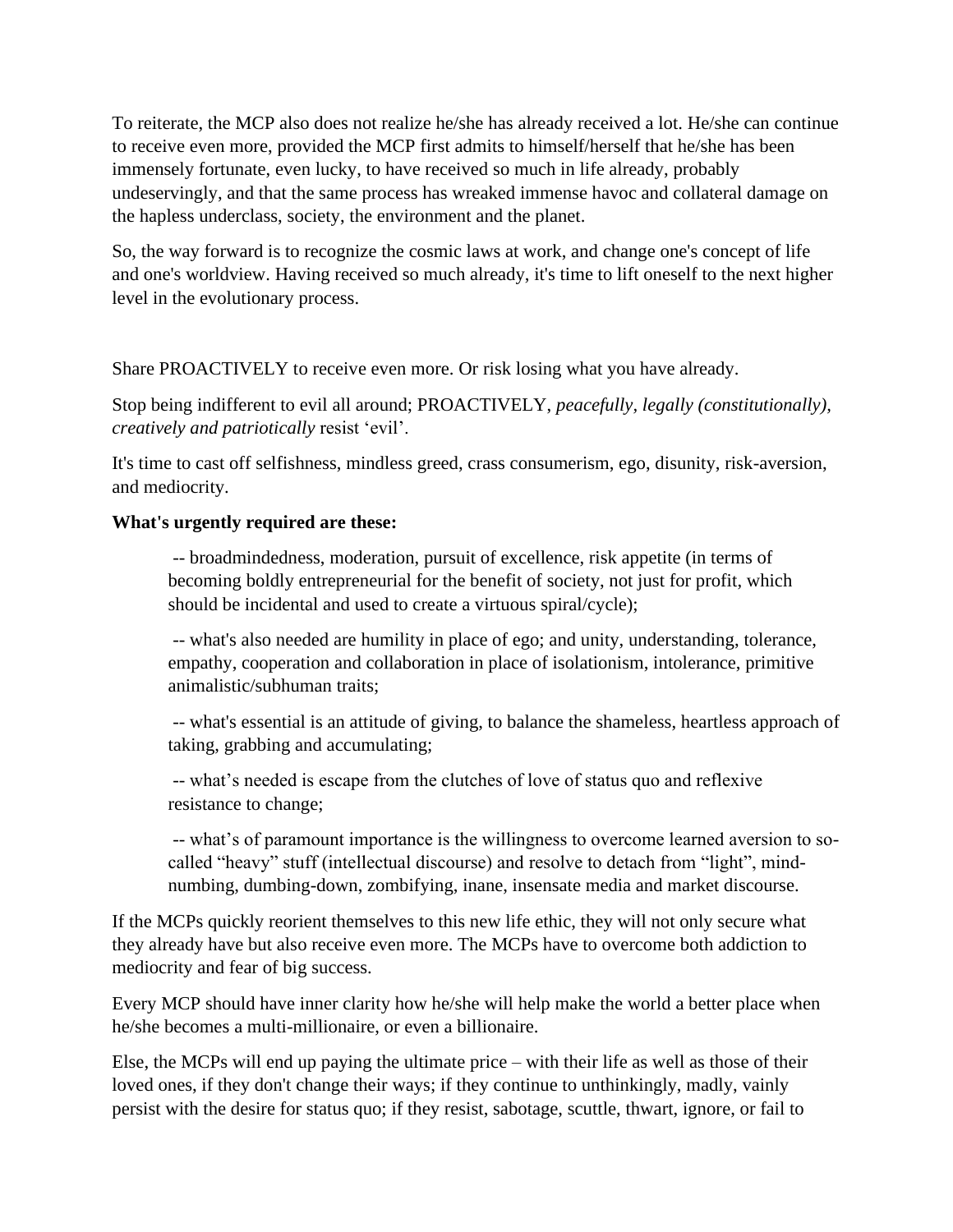To reiterate, the MCP also does not realize he/she has already received a lot. He/she can continue to receive even more, provided the MCP first admits to himself/herself that he/she has been immensely fortunate, even lucky, to have received so much in life already, probably undeservingly, and that the same process has wreaked immense havoc and collateral damage on the hapless underclass, society, the environment and the planet.

So, the way forward is to recognize the cosmic laws at work, and change one's concept of life and one's worldview. Having received so much already, it's time to lift oneself to the next higher level in the evolutionary process.

Share PROACTIVELY to receive even more. Or risk losing what you have already.

Stop being indifferent to evil all around; PROACTIVELY, *peacefully, legally (constitutionally), creatively and patriotically* resist 'evil'.

It's time to cast off selfishness, mindless greed, crass consumerism, ego, disunity, risk-aversion, and mediocrity.

**What's urgently required are these:**

> -- broadmindedness, moderation, pursuit of excellence, risk appetite (in terms of becoming boldly entrepreneurial for the benefit of society, not just for profit, which should be incidental and used to create a virtuous spiral/cycle);
>
> -- what's also needed are humility in place of ego; and unity, understanding, tolerance, empathy, cooperation and collaboration in place of isolationism, intolerance, primitive animalistic/subhuman traits;
>
> -- what's essential is an attitude of giving, to balance the shameless, heartless approach of taking, grabbing and accumulating;
>
> -- what's needed is escape from the clutches of love of status quo and reflexive resistance to change;
>
> -- what's of paramount importance is the willingness to overcome learned aversion to so-called "heavy" stuff (intellectual discourse) and resolve to detach from "light", mind-numbing, dumbing-down, zombifying, inane, insensate media and market discourse.

If the MCPs quickly reorient themselves to this new life ethic, they will not only secure what they already have but also receive even more. The MCPs have to overcome both addiction to mediocrity and fear of big success.

Every MCP should have inner clarity how he/she will help make the world a better place when he/she becomes a multi-millionaire, or even a billionaire.

Else, the MCPs will end up paying the ultimate price – with their life as well as those of their loved ones, if they don't change their ways; if they continue to unthinkingly, madly, vainly persist with the desire for status quo; if they resist, sabotage, scuttle, thwart, ignore, or fail to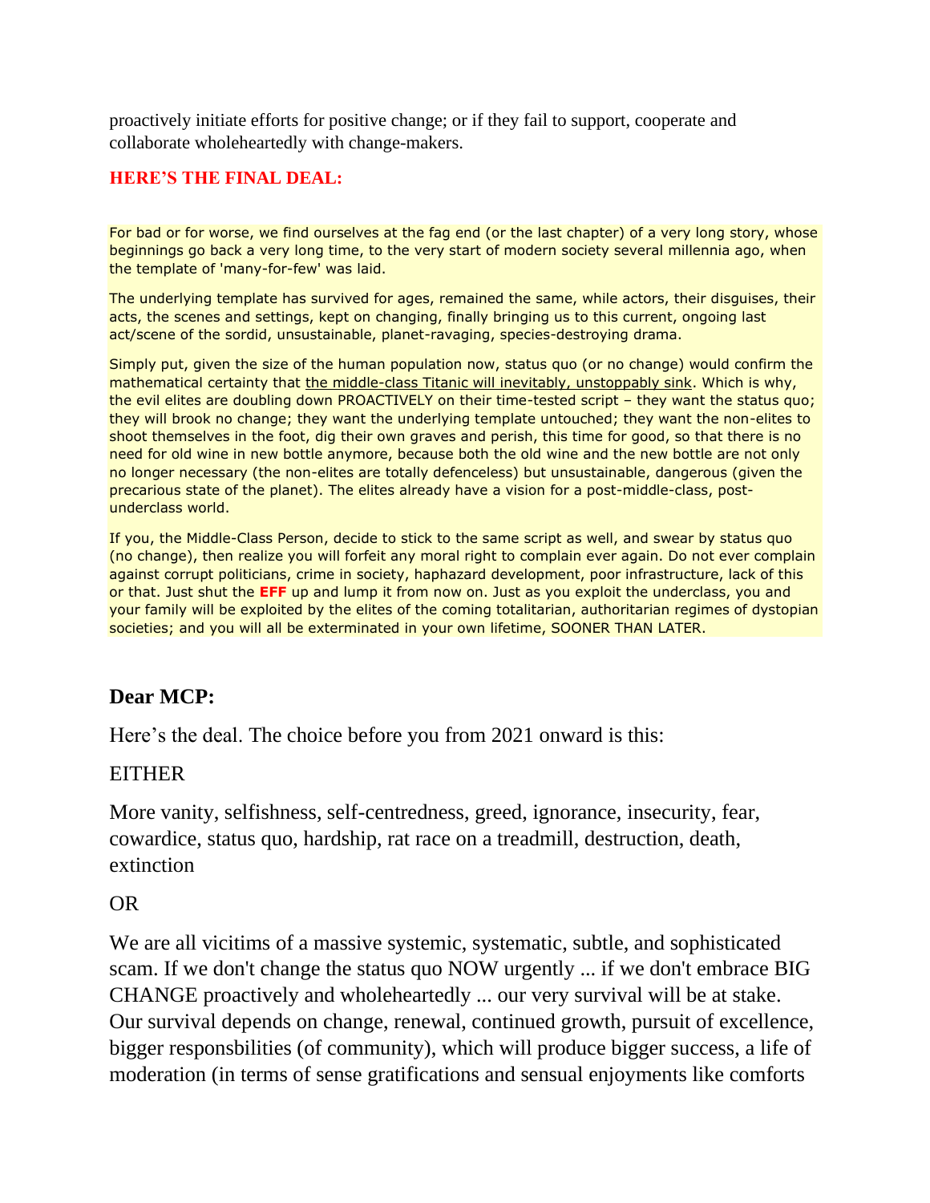proactively initiate efforts for positive change; or if they fail to support, cooperate and collaborate wholeheartedly with change-makers.

**HERE'S THE FINAL DEAL:**

For bad or for worse, we find ourselves at the fag end (or the last chapter) of a very long story, whose beginnings go back a very long time, to the very start of modern society several millennia ago, when the template of 'many-for-few' was laid.

The underlying template has survived for ages, remained the same, while actors, their disguises, their acts, the scenes and settings, kept on changing, finally bringing us to this current, ongoing last act/scene of the sordid, unsustainable, planet-ravaging, species-destroying drama.

Simply put, given the size of the human population now, status quo (or no change) would confirm the mathematical certainty that the middle-class Titanic will inevitably, unstoppably sink. Which is why, the evil elites are doubling down PROACTIVELY on their time-tested script – they want the status quo; they will brook no change; they want the underlying template untouched; they want the non-elites to shoot themselves in the foot, dig their own graves and perish, this time for good, so that there is no need for old wine in new bottle anymore, because both the old wine and the new bottle are not only no longer necessary (the non-elites are totally defenceless) but unsustainable, dangerous (given the precarious state of the planet). The elites already have a vision for a post-middle-class, post-underclass world.

If you, the Middle-Class Person, decide to stick to the same script as well, and swear by status quo (no change), then realize you will forfeit any moral right to complain ever again. Do not ever complain against corrupt politicians, crime in society, haphazard development, poor infrastructure, lack of this or that. Just shut the **EFF** up and lump it from now on. Just as you exploit the underclass, you and your family will be exploited by the elites of the coming totalitarian, authoritarian regimes of dystopian societies; and you will all be exterminated in your own lifetime, SOONER THAN LATER.

**Dear MCP:**

Here's the deal. The choice before you from 2021 onward is this:

EITHER

More vanity, selfishness, self-centredness, greed, ignorance, insecurity, fear, cowardice, status quo, hardship, rat race on a treadmill, destruction, death, extinction

OR

We are all vicitims of a massive systemic, systematic, subtle, and sophisticated scam. If we don't change the status quo NOW urgently ... if we don't embrace BIG CHANGE proactively and wholeheartedly ... our very survival will be at stake. Our survival depends on change, renewal, continued growth, pursuit of excellence, bigger responsbilities (of community), which will produce bigger success, a life of moderation (in terms of sense gratifications and sensual enjoyments like comforts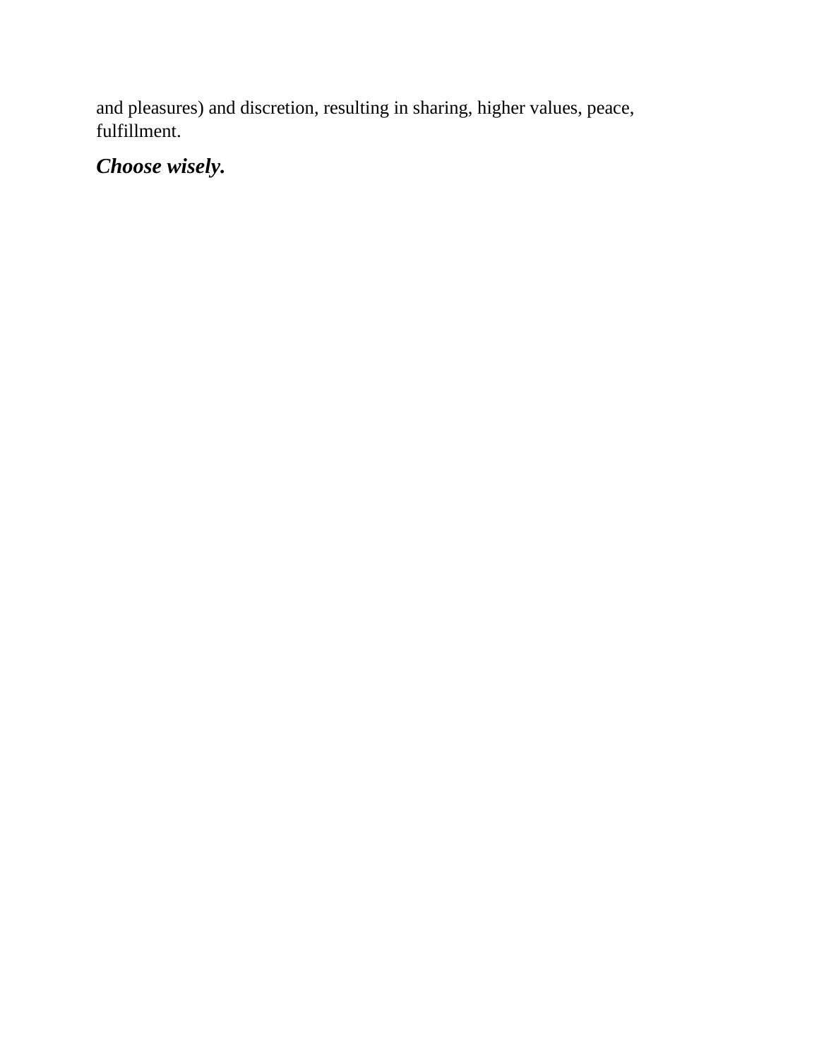and pleasures) and discretion, resulting in sharing, higher values, peace, fulfillment.

***Choose wisely.***